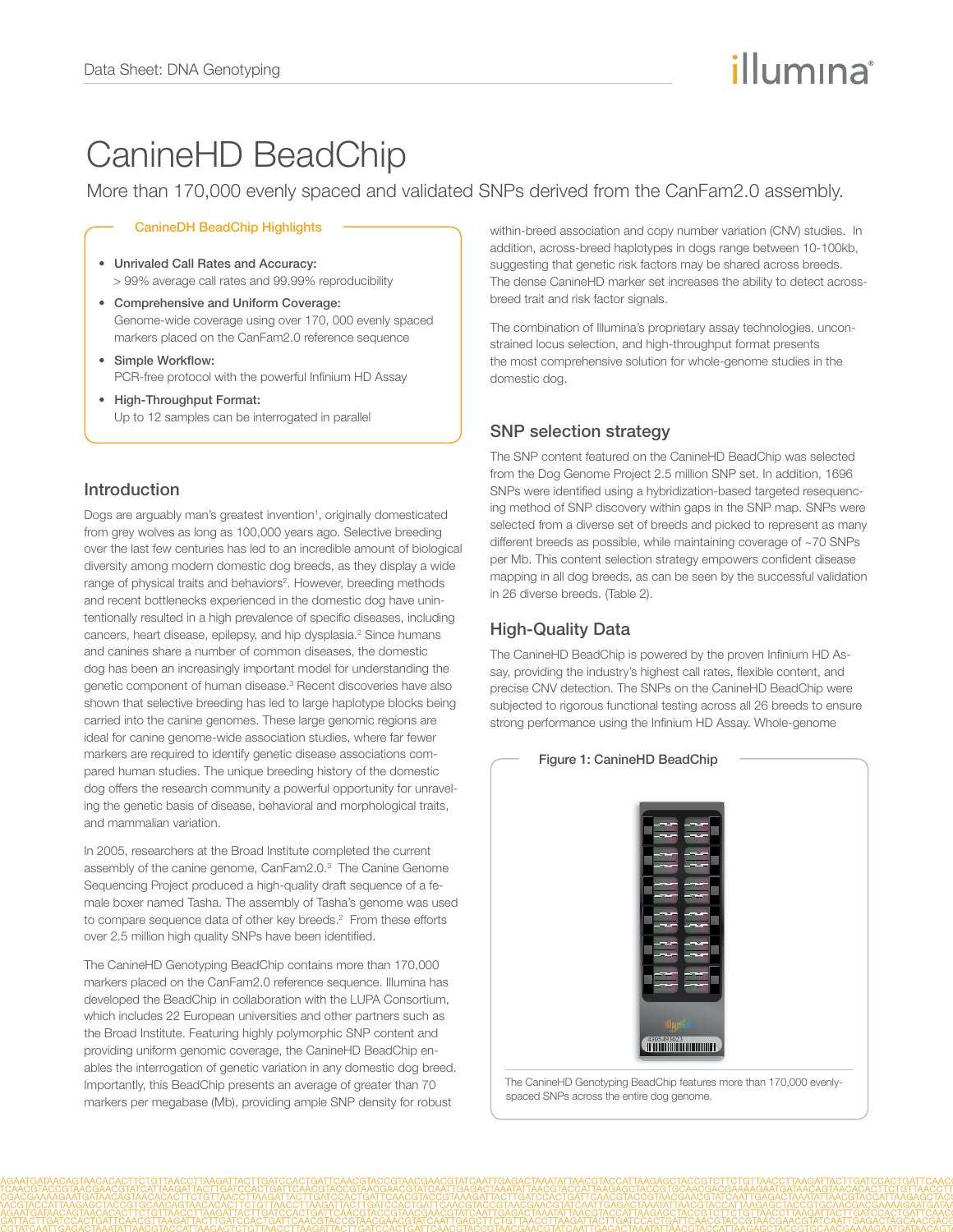# CanineHD BeadChip

More than 170,000 evenly spaced and validated SNPs derived from the CanFam2.0 assembly.

### CanineDH BeadChip Highlights

- **Unrivaled Call Rates and Accuracy:** > 99% average call rates and 99.99% reproducibility
- **Comprehensive and Uniform Coverage:** Genome-wide coverage using over 170, 000 evenly spaced markers placed on the CanFam2.0 reference sequence
- **Simple Workflow:** PCR-free protocol with the powerful Infinium HD Assay
- **High-Throughput Format:** Up to 12 samples can be interrogated in parallel

## Introduction

Dogs are arguably man's greatest invention[1], originally domesticated from grey wolves as long as 100,000 years ago. Selective breeding over the last few centuries has led to an incredible amount of biological diversity among modern domestic dog breeds, as they display a wide range of physical traits and behaviors[2]. However, breeding methods and recent bottlenecks experienced in the domestic dog have unintentionally resulted in a high prevalence of specific diseases, including cancers, heart disease, epilepsy, and hip dysplasia.[2] Since humans and canines share a number of common diseases, the domestic dog has been an increasingly important model for understanding the genetic component of human disease.[3] Recent discoveries have also shown that selective breeding has led to large haplotype blocks being carried into the canine genomes. These large genomic regions are ideal for canine genome-wide association studies, where far fewer markers are required to identify genetic disease associations compared human studies. The unique breeding history of the domestic dog offers the research community a powerful opportunity for unraveling the genetic basis of disease, behavioral and morphological traits, and mammalian variation.

In 2005, researchers at the Broad Institute completed the current assembly of the canine genome, CanFam2.0.[3] The Canine Genome Sequencing Project produced a high-quality draft sequence of a female boxer named Tasha. The assembly of Tasha's genome was used to compare sequence data of other key breeds.[2] From these efforts over 2.5 million high quality SNPs have been identified.

The CanineHD Genotyping BeadChip contains more than 170,000 markers placed on the CanFam2.0 reference sequence. Illumina has developed the BeadChip in collaboration with the LUPA Consortium, which includes 22 European universities and other partners such as the Broad Institute. Featuring highly polymorphic SNP content and providing uniform genomic coverage, the CanineHD BeadChip enables the interrogation of genetic variation in any domestic dog breed. Importantly, this BeadChip presents an average of greater than 70 markers per megabase (Mb), providing ample SNP density for robust within-breed association and copy number variation (CNV) studies. In addition, across-breed haplotypes in dogs range between 10-100kb, suggesting that genetic risk factors may be shared across breeds. The dense CanineHD marker set increases the ability to detect across-breed trait and risk factor signals.

The combination of Illumina's proprietary assay technologies, unconstrained locus selection, and high-throughput format presents the most comprehensive solution for whole-genome studies in the domestic dog.

## SNP selection strategy

The SNP content featured on the CanineHD BeadChip was selected from the Dog Genome Project 2.5 million SNP set. In addition, 1696 SNPs were identified using a hybridization-based targeted resequencing method of SNP discovery within gaps in the SNP map. SNPs were selected from a diverse set of breeds and picked to represent as many different breeds as possible, while maintaining coverage of ~70 SNPs per Mb. This content selection strategy empowers confident disease mapping in all dog breeds, as can be seen by the successful validation in 26 diverse breeds. (Table 2).

## High-Quality Data

The CanineHD BeadChip is powered by the proven Infinium HD Assay, providing the industry's highest call rates, flexible content, and precise CNV detection. The SNPs on the CanineHD BeadChip were subjected to rigorous functional testing across all 26 breeds to ensure strong performance using the Infinium HD Assay. Whole-genome

**Figure 1: CanineHD BeadChip**

The CanineHD Genotyping BeadChip features more than 170,000 evenly-spaced SNPs across the entire dog genome.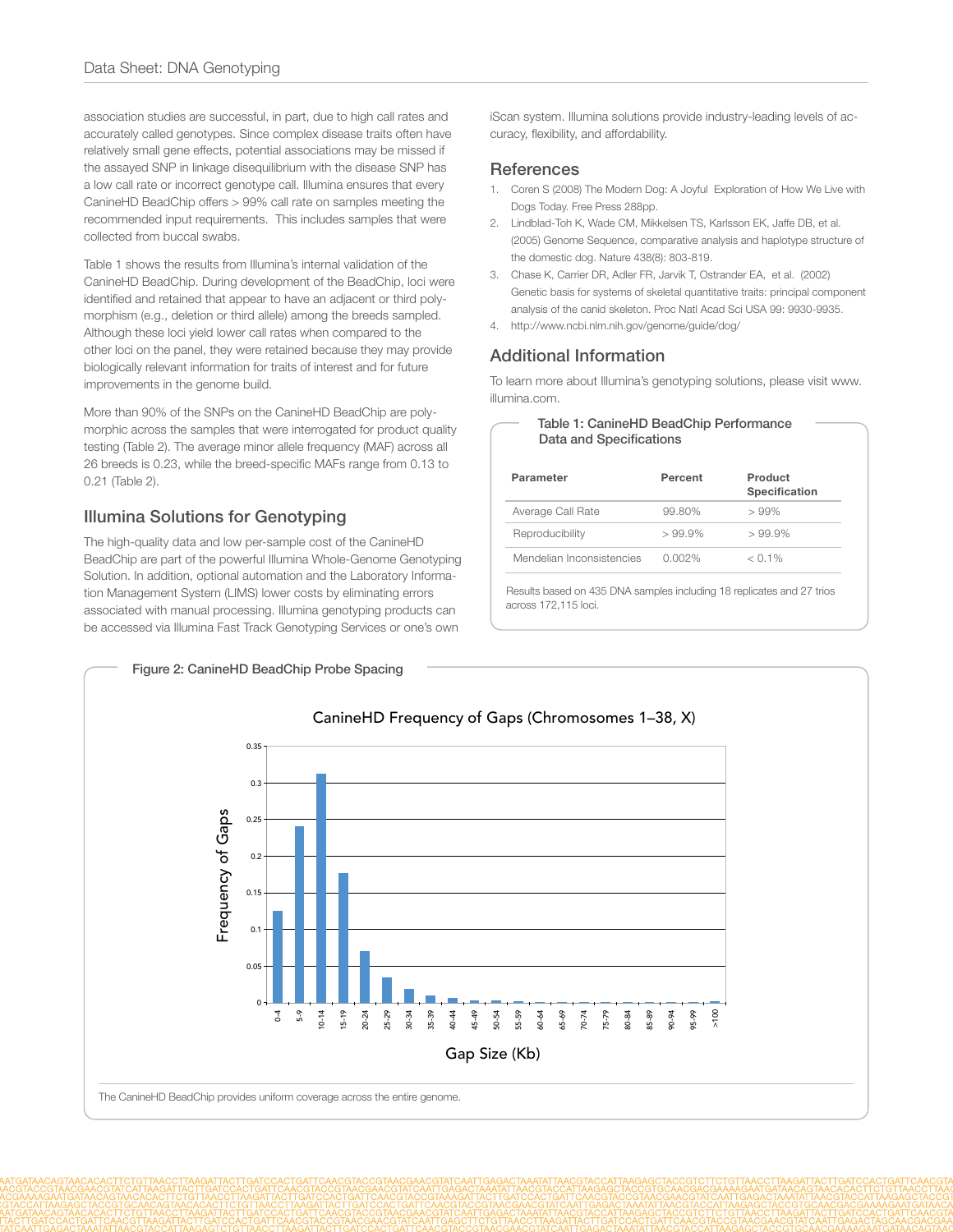association studies are successful, in part, due to high call rates and accurately called genotypes. Since complex disease traits often have relatively small gene effects, potential associations may be missed if the assayed SNP in linkage disequilibrium with the disease SNP has a low call rate or incorrect genotype call. Illumina ensures that every CanineHD BeadChip offers > 99% call rate on samples meeting the recommended input requirements. This includes samples that were collected from buccal swabs.

Table 1 shows the results from Illumina's internal validation of the CanineHD BeadChip. During development of the BeadChip, loci were identified and retained that appear to have an adjacent or third polymorphism (e.g., deletion or third allele) among the breeds sampled. Although these loci yield lower call rates when compared to the other loci on the panel, they were retained because they may provide biologically relevant information for traits of interest and for future improvements in the genome build.

More than 90% of the SNPs on the CanineHD BeadChip are polymorphic across the samples that were interrogated for product quality testing (Table 2). The average minor allele frequency (MAF) across all 26 breeds is 0.23, while the breed-specific MAFs range from 0.13 to 0.21 (Table 2).

## Illumina Solutions for Genotyping

The high-quality data and low per-sample cost of the CanineHD BeadChip are part of the powerful Illumina Whole-Genome Genotyping Solution. In addition, optional automation and the Laboratory Information Management System (LIMS) lower costs by eliminating errors associated with manual processing. Illumina genotyping products can be accessed via Illumina Fast Track Genotyping Services or one's own iScan system. Illumina solutions provide industry-leading levels of accuracy, flexibility, and affordability.

## References

1. Coren S (2008) The Modern Dog: A Joyful Exploration of How We Live with Dogs Today. Free Press 288pp.
2. Lindblad-Toh K, Wade CM, Mikkelsen TS, Karlsson EK, Jaffe DB, et al. (2005) Genome Sequence, comparative analysis and haplotype structure of the domestic dog. Nature 438(8): 803-819.
3. Chase K, Carrier DR, Adler FR, Jarvik T, Ostrander EA, et al. (2002) Genetic basis for systems of skeletal quantitative traits: principal component analysis of the canid skeleton. Proc Natl Acad Sci USA 99: 9930-9935.
4. http://www.ncbi.nlm.nih.gov/genome/guide/dog/

## Additional Information

To learn more about Illumina's genotyping solutions, please visit www.illumina.com.

**Table 1: CanineHD BeadChip Performance Data and Specifications**

| Parameter | Percent | Product Specification |
|---|---|---|
| Average Call Rate | 99.80% | > 99% |
| Reproducibility | > 99.9% | > 99.9% |
| Mendelian Inconsistencies | 0.002% | < 0.1% |

Results based on 435 DNA samples including 18 replicates and 27 trios across 172,115 loci.

**Figure 2: CanineHD BeadChip Probe Spacing**

The CanineHD BeadChip provides uniform coverage across the entire genome.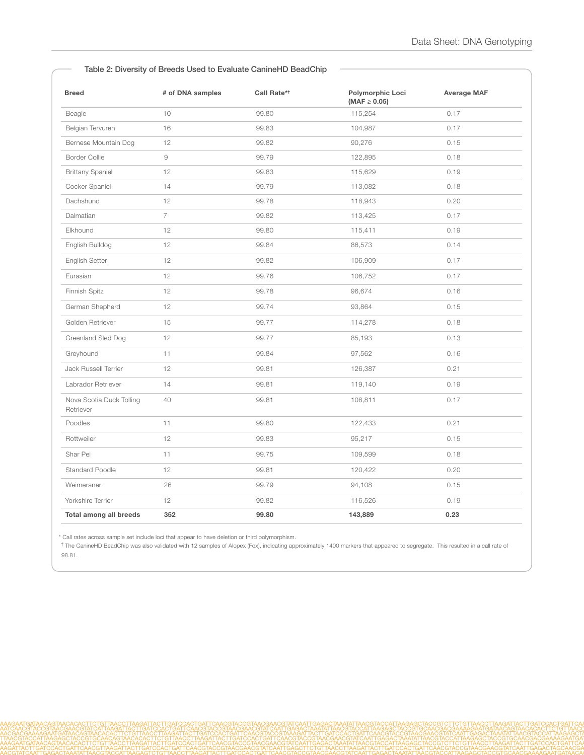### Table 2: Diversity of Breeds Used to Evaluate CanineHD BeadChip

| Breed | # of DNA samples | Call Rate*† | Polymorphic Loci (MAF ≥ 0.05) | Average MAF |
|---|---|---|---|---|
| Beagle | 10 | 99.80 | 115,254 | 0.17 |
| Belgian Tervuren | 16 | 99.83 | 104,987 | 0.17 |
| Bernese Mountain Dog | 12 | 99.82 | 90,276 | 0.15 |
| Border Collie | 9 | 99.79 | 122,895 | 0.18 |
| Brittany Spaniel | 12 | 99.83 | 115,629 | 0.19 |
| Cocker Spaniel | 14 | 99.79 | 113,082 | 0.18 |
| Dachshund | 12 | 99.78 | 118,943 | 0.20 |
| Dalmatian | 7 | 99.82 | 113,425 | 0.17 |
| Elkhound | 12 | 99.80 | 115,411 | 0.19 |
| English Bulldog | 12 | 99.84 | 86,573 | 0.14 |
| English Setter | 12 | 99.82 | 106,909 | 0.17 |
| Eurasian | 12 | 99.76 | 106,752 | 0.17 |
| Finnish Spitz | 12 | 99.78 | 96,674 | 0.16 |
| German Shepherd | 12 | 99.74 | 93,864 | 0.15 |
| Golden Retriever | 15 | 99.77 | 114,278 | 0.18 |
| Greenland Sled Dog | 12 | 99.77 | 85,193 | 0.13 |
| Greyhound | 11 | 99.84 | 97,562 | 0.16 |
| Jack Russell Terrier | 12 | 99.81 | 126,387 | 0.21 |
| Labrador Retriever | 14 | 99.81 | 119,140 | 0.19 |
| Nova Scotia Duck Tolling Retriever | 40 | 99.81 | 108,811 | 0.17 |
| Poodles | 11 | 99.80 | 122,433 | 0.21 |
| Rottweiler | 12 | 99.83 | 95,217 | 0.15 |
| Shar Pei | 11 | 99.75 | 109,599 | 0.18 |
| Standard Poodle | 12 | 99.81 | 120,422 | 0.20 |
| Weimeraner | 26 | 99.79 | 94,108 | 0.15 |
| Yorkshire Terrier | 12 | 99.82 | 116,526 | 0.19 |
| **Total among all breeds** | **352** | **99.80** | **143,889** | **0.23** |

\* Call rates across sample set include loci that appear to have deletion or third polymorphism.

† The CanineHD BeadChip was also validated with 12 samples of Alopex (Fox), indicating approximately 1400 markers that appeared to segregate. This resulted in a call rate of 98.81.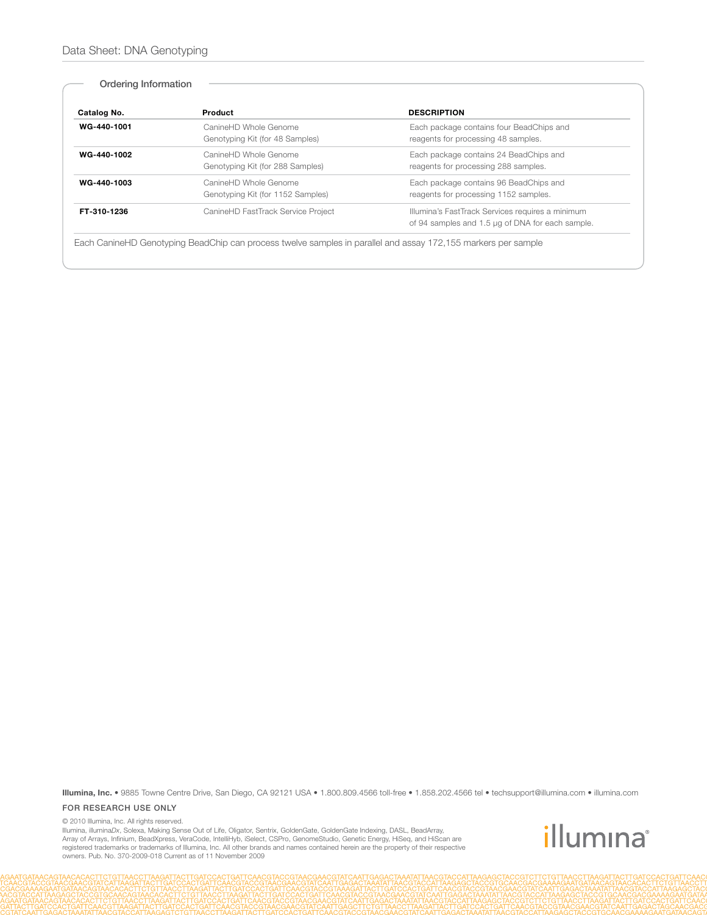## Ordering Information

| Catalog No. | Product | DESCRIPTION |
|---|---|---|
| **WG-440-1001** | CanineHD Whole Genome Genotyping Kit (for 48 Samples) | Each package contains four BeadChips and reagents for processing 48 samples. |
| **WG-440-1002** | CanineHD Whole Genome Genotyping Kit (for 288 Samples) | Each package contains 24 BeadChips and reagents for processing 288 samples. |
| **WG-440-1003** | CanineHD Whole Genome Genotyping Kit (for 1152 Samples) | Each package contains 96 BeadChips and reagents for processing 1152 samples. |
| **FT-310-1236** | CanineHD FastTrack Service Project | Illumina's FastTrack Services requires a minimum of 94 samples and 1.5 µg of DNA for each sample. |

Each CanineHD Genotyping BeadChip can process twelve samples in parallel and assay 172,155 markers per sample

**Illumina, Inc.** • 9885 Towne Centre Drive, San Diego, CA 92121 USA • 1.800.809.4566 toll-free • 1.858.202.4566 tel • techsupport@illumina.com • illumina.com

FOR RESEARCH USE ONLY

© 2010 Illumina, Inc. All rights reserved.
Illumina, illumina*Dx*, Solexa, Making Sense Out of Life, Oligator, Sentrix, GoldenGate, GoldenGate Indexing, DASL, BeadArray, Array of Arrays, Infinium, BeadXpress, VeraCode, IntelliHyb, iSelect, CSPro, GenomeStudio, Genetic Energy, HiSeq, and HiScan are registered trademarks or trademarks of Illumina, Inc. All other brands and names contained herein are the property of their respective owners. Pub. No. 370-2009-018 Current as of 11 November 2009